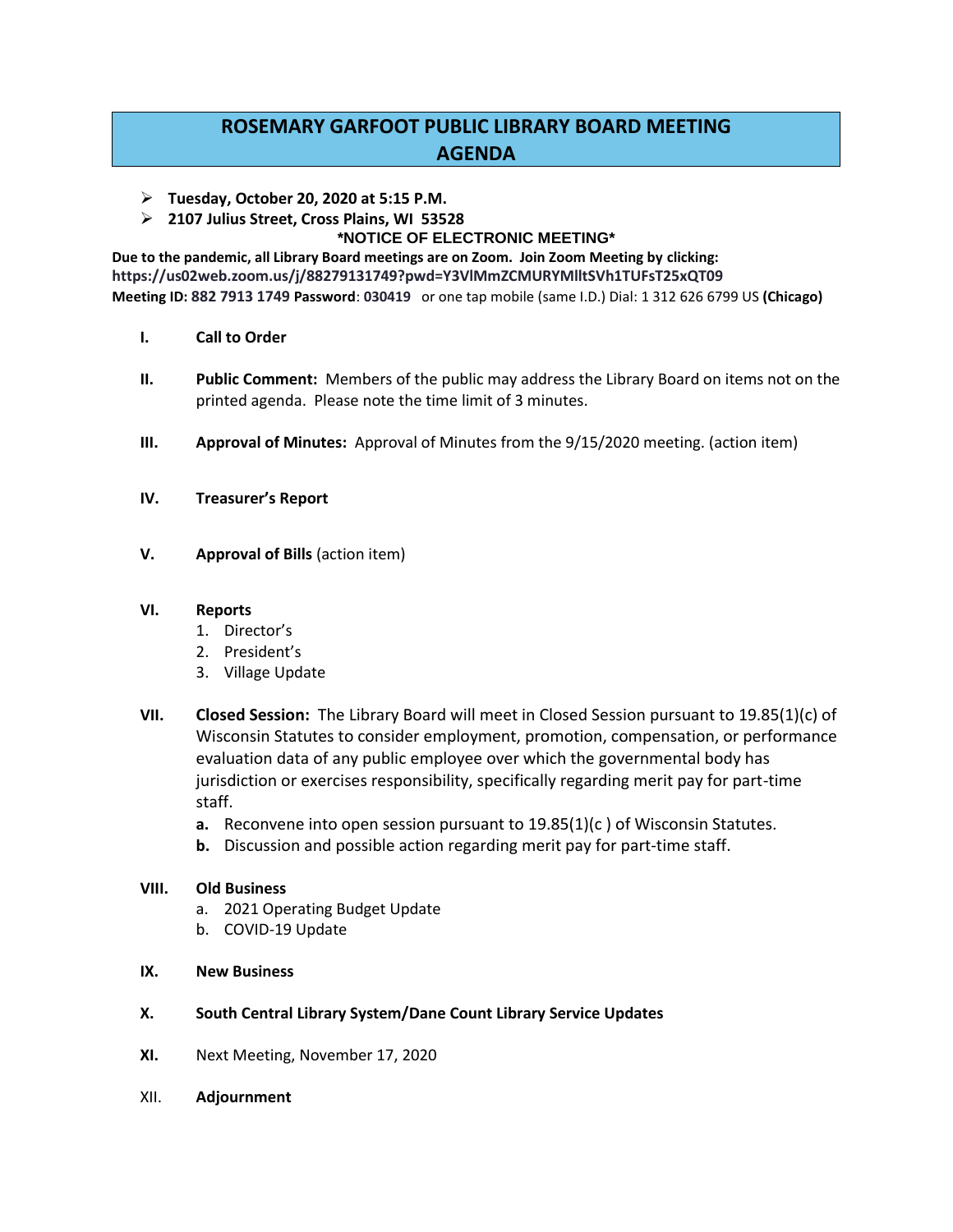# ROSEMARY GARFOOT PUBLIC LIBRARY BOARD MEETING AGENDA

- **Tuesday, October 20, 2020 at 5:15 P.M.**
- **2107 Julius Street, Cross Plains, WI 53528**

**\*NOTICE OF ELECTRONIC MEETING\***

**Due to the pandemic, all Library Board meetings are on Zoom. Join Zoom Meeting by clicking:**
**https://us02web.zoom.us/j/88279131749?pwd=Y3VlMmZCMURYMlltSVh1TUFsT25xQT09**
**Meeting ID: 882 7913 1749 Password**: **030419** or one tap mobile (same I.D.) Dial: 1 312 626 6799 US **(Chicago)**

**I.** **Call to Order**

**II.** **Public Comment:** Members of the public may address the Library Board on items not on the printed agenda. Please note the time limit of 3 minutes.

**III.** **Approval of Minutes:** Approval of Minutes from the 9/15/2020 meeting. (action item)

**IV.** **Treasurer's Report**

**V.** **Approval of Bills** (action item)

**VI.** **Reports**
1. Director's
2. President's
3. Village Update

**VII.** **Closed Session:** The Library Board will meet in Closed Session pursuant to 19.85(1)(c) of Wisconsin Statutes to consider employment, promotion, compensation, or performance evaluation data of any public employee over which the governmental body has jurisdiction or exercises responsibility, specifically regarding merit pay for part-time staff.
- **a.** Reconvene into open session pursuant to 19.85(1)(c ) of Wisconsin Statutes.
- **b.** Discussion and possible action regarding merit pay for part-time staff.

**VIII.** **Old Business**
- a. 2021 Operating Budget Update
- b. COVID-19 Update

**IX.** **New Business**

**X.** **South Central Library System/Dane Count Library Service Updates**

**XI.** Next Meeting, November 17, 2020

XII. **Adjournment**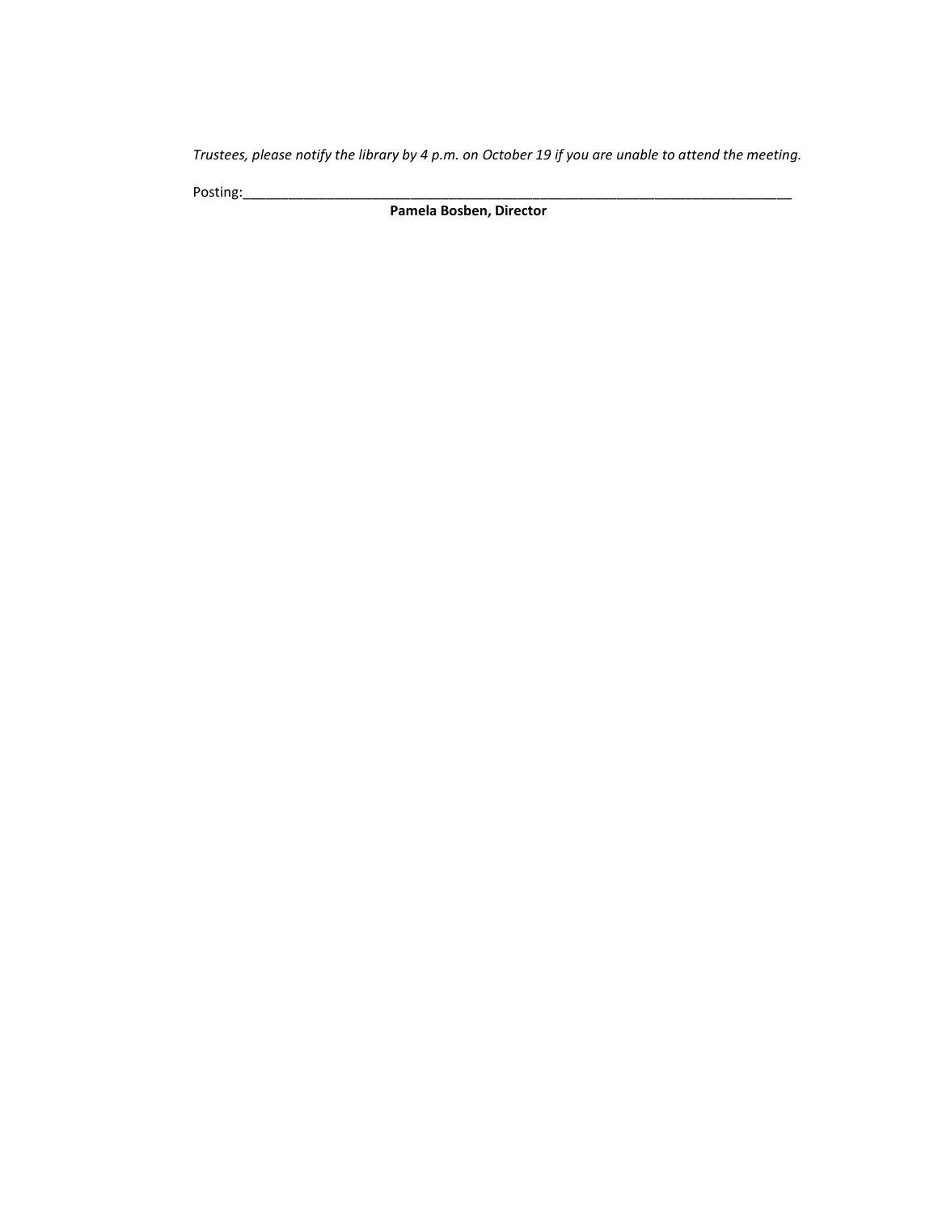*Trustees, please notify the library by 4 p.m. on October 19 if you are unable to attend the meeting.*

Posting:___________________________________________________________________________

**Pamela Bosben, Director**